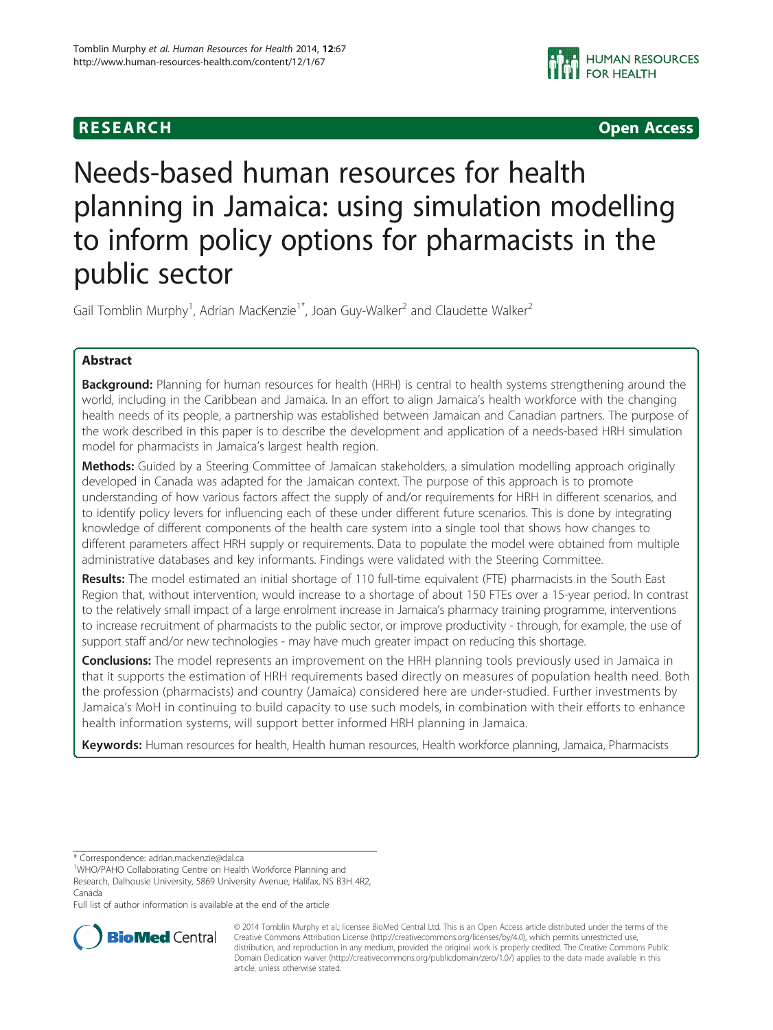**RESEARCH** **Open Access**

# Needs-based human resources for health planning in Jamaica: using simulation modelling to inform policy options for pharmacists in the public sector

Gail Tomblin Murphy[1], Adrian MacKenzie[1*], Joan Guy-Walker[2] and Claudette Walker[2]

## Abstract

**Background:** Planning for human resources for health (HRH) is central to health systems strengthening around the world, including in the Caribbean and Jamaica. In an effort to align Jamaica's health workforce with the changing health needs of its people, a partnership was established between Jamaican and Canadian partners. The purpose of the work described in this paper is to describe the development and application of a needs-based HRH simulation model for pharmacists in Jamaica's largest health region.

**Methods:** Guided by a Steering Committee of Jamaican stakeholders, a simulation modelling approach originally developed in Canada was adapted for the Jamaican context. The purpose of this approach is to promote understanding of how various factors affect the supply of and/or requirements for HRH in different scenarios, and to identify policy levers for influencing each of these under different future scenarios. This is done by integrating knowledge of different components of the health care system into a single tool that shows how changes to different parameters affect HRH supply or requirements. Data to populate the model were obtained from multiple administrative databases and key informants. Findings were validated with the Steering Committee.

**Results:** The model estimated an initial shortage of 110 full-time equivalent (FTE) pharmacists in the South East Region that, without intervention, would increase to a shortage of about 150 FTEs over a 15-year period. In contrast to the relatively small impact of a large enrolment increase in Jamaica's pharmacy training programme, interventions to increase recruitment of pharmacists to the public sector, or improve productivity - through, for example, the use of support staff and/or new technologies - may have much greater impact on reducing this shortage.

**Conclusions:** The model represents an improvement on the HRH planning tools previously used in Jamaica in that it supports the estimation of HRH requirements based directly on measures of population health need. Both the profession (pharmacists) and country (Jamaica) considered here are under-studied. Further investments by Jamaica's MoH in continuing to build capacity to use such models, in combination with their efforts to enhance health information systems, will support better informed HRH planning in Jamaica.

**Keywords:** Human resources for health, Health human resources, Health workforce planning, Jamaica, Pharmacists

---

\* Correspondence: adrian.mackenzie@dal.ca

[1]WHO/PAHO Collaborating Centre on Health Workforce Planning and Research, Dalhousie University, 5869 University Avenue, Halifax, NS B3H 4R2, Canada

Full list of author information is available at the end of the article

© 2014 Tomblin Murphy et al.; licensee BioMed Central Ltd. This is an Open Access article distributed under the terms of the Creative Commons Attribution License (http://creativecommons.org/licenses/by/4.0), which permits unrestricted use, distribution, and reproduction in any medium, provided the original work is properly credited. The Creative Commons Public Domain Dedication waiver (http://creativecommons.org/publicdomain/zero/1.0/) applies to the data made available in this article, unless otherwise stated.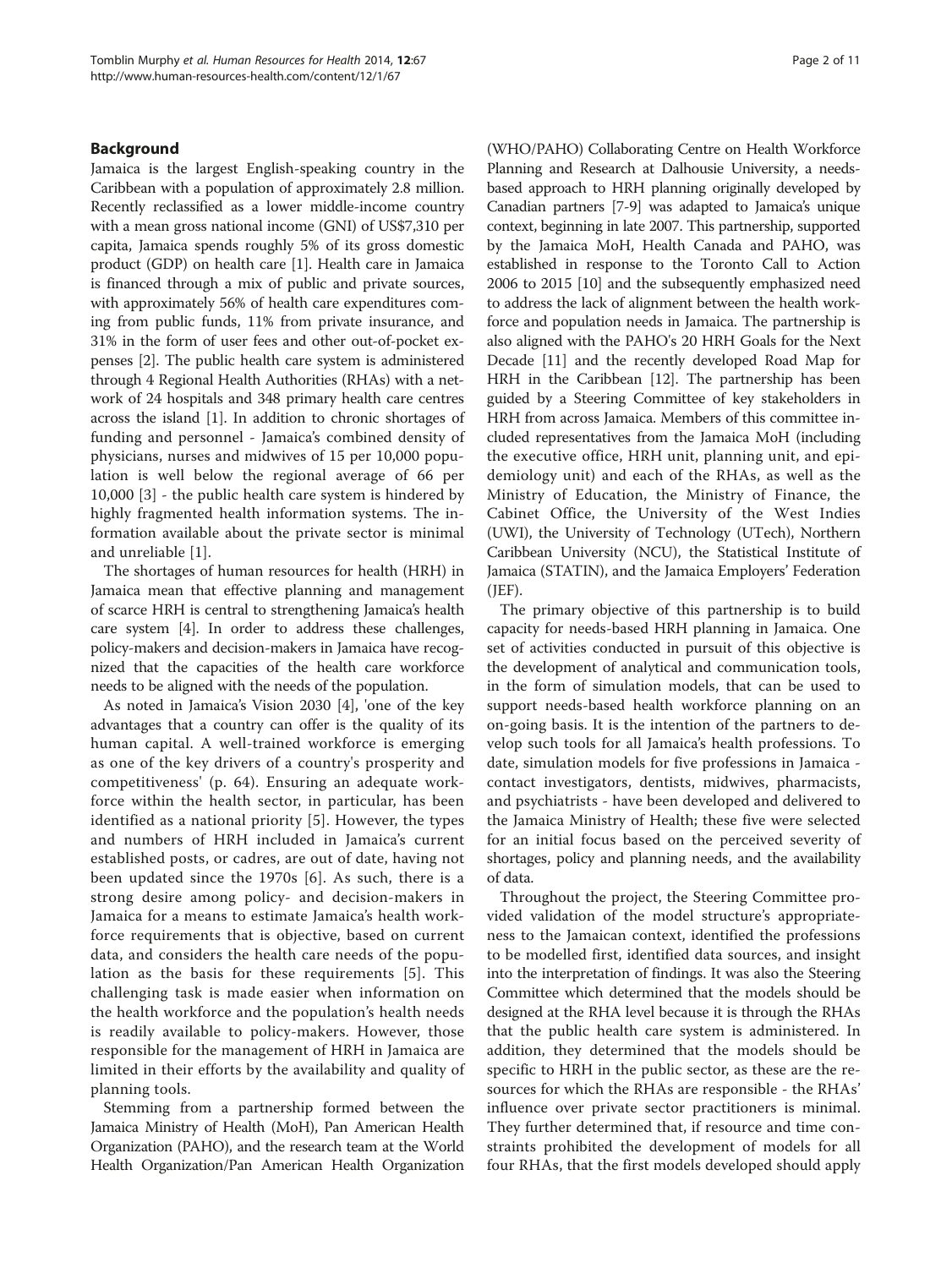## Background

Jamaica is the largest English-speaking country in the Caribbean with a population of approximately 2.8 million. Recently reclassified as a lower middle-income country with a mean gross national income (GNI) of US$7,310 per capita, Jamaica spends roughly 5% of its gross domestic product (GDP) on health care [1]. Health care in Jamaica is financed through a mix of public and private sources, with approximately 56% of health care expenditures coming from public funds, 11% from private insurance, and 31% in the form of user fees and other out-of-pocket expenses [2]. The public health care system is administered through 4 Regional Health Authorities (RHAs) with a network of 24 hospitals and 348 primary health care centres across the island [1]. In addition to chronic shortages of funding and personnel - Jamaica's combined density of physicians, nurses and midwives of 15 per 10,000 population is well below the regional average of 66 per 10,000 [3] - the public health care system is hindered by highly fragmented health information systems. The information available about the private sector is minimal and unreliable [1].

The shortages of human resources for health (HRH) in Jamaica mean that effective planning and management of scarce HRH is central to strengthening Jamaica's health care system [4]. In order to address these challenges, policy-makers and decision-makers in Jamaica have recognized that the capacities of the health care workforce needs to be aligned with the needs of the population.

As noted in Jamaica's Vision 2030 [4], 'one of the key advantages that a country can offer is the quality of its human capital. A well-trained workforce is emerging as one of the key drivers of a country's prosperity and competitiveness' (p. 64). Ensuring an adequate workforce within the health sector, in particular, has been identified as a national priority [5]. However, the types and numbers of HRH included in Jamaica's current established posts, or cadres, are out of date, having not been updated since the 1970s [6]. As such, there is a strong desire among policy- and decision-makers in Jamaica for a means to estimate Jamaica's health workforce requirements that is objective, based on current data, and considers the health care needs of the population as the basis for these requirements [5]. This challenging task is made easier when information on the health workforce and the population's health needs is readily available to policy-makers. However, those responsible for the management of HRH in Jamaica are limited in their efforts by the availability and quality of planning tools.

Stemming from a partnership formed between the Jamaica Ministry of Health (MoH), Pan American Health Organization (PAHO), and the research team at the World Health Organization/Pan American Health Organization (WHO/PAHO) Collaborating Centre on Health Workforce Planning and Research at Dalhousie University, a needs-based approach to HRH planning originally developed by Canadian partners [7-9] was adapted to Jamaica's unique context, beginning in late 2007. This partnership, supported by the Jamaica MoH, Health Canada and PAHO, was established in response to the Toronto Call to Action 2006 to 2015 [10] and the subsequently emphasized need to address the lack of alignment between the health workforce and population needs in Jamaica. The partnership is also aligned with the PAHO's 20 HRH Goals for the Next Decade [11] and the recently developed Road Map for HRH in the Caribbean [12]. The partnership has been guided by a Steering Committee of key stakeholders in HRH from across Jamaica. Members of this committee included representatives from the Jamaica MoH (including the executive office, HRH unit, planning unit, and epidemiology unit) and each of the RHAs, as well as the Ministry of Education, the Ministry of Finance, the Cabinet Office, the University of the West Indies (UWI), the University of Technology (UTech), Northern Caribbean University (NCU), the Statistical Institute of Jamaica (STATIN), and the Jamaica Employers' Federation (JEF).

The primary objective of this partnership is to build capacity for needs-based HRH planning in Jamaica. One set of activities conducted in pursuit of this objective is the development of analytical and communication tools, in the form of simulation models, that can be used to support needs-based health workforce planning on an on-going basis. It is the intention of the partners to develop such tools for all Jamaica's health professions. To date, simulation models for five professions in Jamaica - contact investigators, dentists, midwives, pharmacists, and psychiatrists - have been developed and delivered to the Jamaica Ministry of Health; these five were selected for an initial focus based on the perceived severity of shortages, policy and planning needs, and the availability of data.

Throughout the project, the Steering Committee provided validation of the model structure's appropriateness to the Jamaican context, identified the professions to be modelled first, identified data sources, and insight into the interpretation of findings. It was also the Steering Committee which determined that the models should be designed at the RHA level because it is through the RHAs that the public health care system is administered. In addition, they determined that the models should be specific to HRH in the public sector, as these are the resources for which the RHAs are responsible - the RHAs' influence over private sector practitioners is minimal. They further determined that, if resource and time constraints prohibited the development of models for all four RHAs, that the first models developed should apply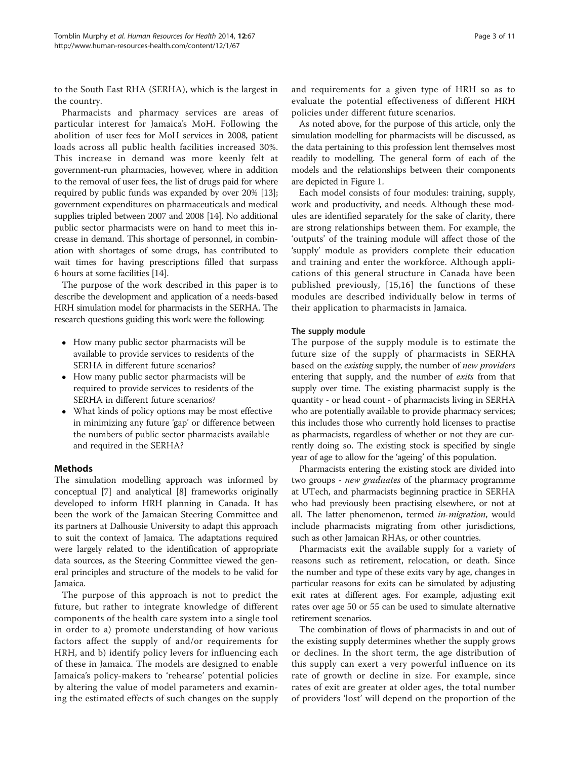to the South East RHA (SERHA), which is the largest in the country.

Pharmacists and pharmacy services are areas of particular interest for Jamaica's MoH. Following the abolition of user fees for MoH services in 2008, patient loads across all public health facilities increased 30%. This increase in demand was more keenly felt at government-run pharmacies, however, where in addition to the removal of user fees, the list of drugs paid for where required by public funds was expanded by over 20% [13]; government expenditures on pharmaceuticals and medical supplies tripled between 2007 and 2008 [14]. No additional public sector pharmacists were on hand to meet this increase in demand. This shortage of personnel, in combination with shortages of some drugs, has contributed to wait times for having prescriptions filled that surpass 6 hours at some facilities [14].

The purpose of the work described in this paper is to describe the development and application of a needs-based HRH simulation model for pharmacists in the SERHA. The research questions guiding this work were the following:

- How many public sector pharmacists will be available to provide services to residents of the SERHA in different future scenarios?
- How many public sector pharmacists will be required to provide services to residents of the SERHA in different future scenarios?
- What kinds of policy options may be most effective in minimizing any future 'gap' or difference between the numbers of public sector pharmacists available and required in the SERHA?

## Methods

The simulation modelling approach was informed by conceptual [7] and analytical [8] frameworks originally developed to inform HRH planning in Canada. It has been the work of the Jamaican Steering Committee and its partners at Dalhousie University to adapt this approach to suit the context of Jamaica. The adaptations required were largely related to the identification of appropriate data sources, as the Steering Committee viewed the general principles and structure of the models to be valid for Jamaica.

The purpose of this approach is not to predict the future, but rather to integrate knowledge of different components of the health care system into a single tool in order to a) promote understanding of how various factors affect the supply of and/or requirements for HRH, and b) identify policy levers for influencing each of these in Jamaica. The models are designed to enable Jamaica's policy-makers to 'rehearse' potential policies by altering the value of model parameters and examining the estimated effects of such changes on the supply and requirements for a given type of HRH so as to evaluate the potential effectiveness of different HRH policies under different future scenarios.

As noted above, for the purpose of this article, only the simulation modelling for pharmacists will be discussed, as the data pertaining to this profession lent themselves most readily to modelling. The general form of each of the models and the relationships between their components are depicted in Figure 1.

Each model consists of four modules: training, supply, work and productivity, and needs. Although these modules are identified separately for the sake of clarity, there are strong relationships between them. For example, the 'outputs' of the training module will affect those of the 'supply' module as providers complete their education and training and enter the workforce. Although applications of this general structure in Canada have been published previously, [15,16] the functions of these modules are described individually below in terms of their application to pharmacists in Jamaica.

### The supply module

The purpose of the supply module is to estimate the future size of the supply of pharmacists in SERHA based on the *existing* supply, the number of *new providers* entering that supply, and the number of *exits* from that supply over time. The existing pharmacist supply is the quantity - or head count - of pharmacists living in SERHA who are potentially available to provide pharmacy services; this includes those who currently hold licenses to practise as pharmacists, regardless of whether or not they are currently doing so. The existing stock is specified by single year of age to allow for the 'ageing' of this population.

Pharmacists entering the existing stock are divided into two groups - *new graduates* of the pharmacy programme at UTech, and pharmacists beginning practice in SERHA who had previously been practising elsewhere, or not at all. The latter phenomenon, termed *in-migration*, would include pharmacists migrating from other jurisdictions, such as other Jamaican RHAs, or other countries.

Pharmacists exit the available supply for a variety of reasons such as retirement, relocation, or death. Since the number and type of these exits vary by age, changes in particular reasons for exits can be simulated by adjusting exit rates at different ages. For example, adjusting exit rates over age 50 or 55 can be used to simulate alternative retirement scenarios.

The combination of flows of pharmacists in and out of the existing supply determines whether the supply grows or declines. In the short term, the age distribution of this supply can exert a very powerful influence on its rate of growth or decline in size. For example, since rates of exit are greater at older ages, the total number of providers 'lost' will depend on the proportion of the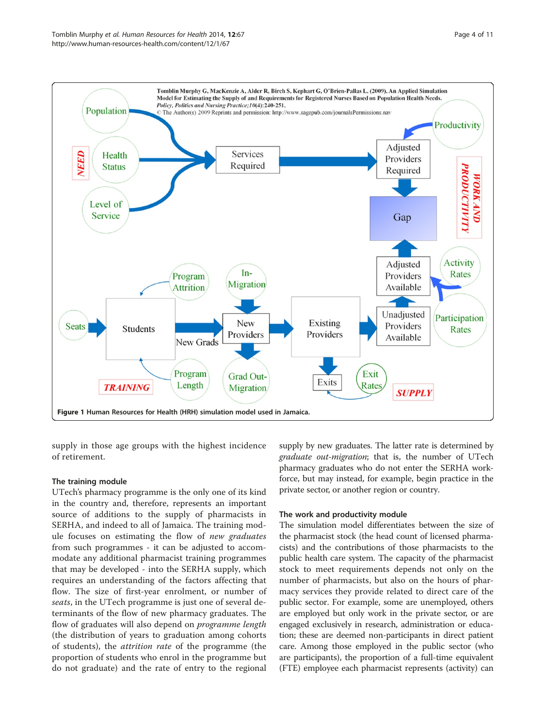Tomblin Murphy G, MacKenzie A, Alder R, Birch S, Kephart G, O'Brien-Pallas L. (2009). An Applied Simulation Model for Estimating the Supply of and Requirements for Registered Nurses Based on Population Health Needs. *Policy, Politics and Nursing Practice*; 10(4):240-251.
© The Author(s) 2009 Reprints and permission: http://www.sagepub.com/journalsPermissions.nav

NEED
Population
Health Status
Level of Service
Services Required
Productivity
Adjusted Providers Required
WORK AND PRODUCTIVITY
Gap
Adjusted Providers Available
Activity Rates
Participation Rates
Program Attrition
In-Migration
Seats
Students
New Grads
New Providers
Existing Providers
Unadjusted Providers Available
Program Length
Grad Out-Migration
Exits
Exit Rates
TRAINING
SUPPLY

**Figure 1** Human Resources for Health (HRH) simulation model used in Jamaica.

supply in those age groups with the highest incidence of retirement.

### The training module

UTech's pharmacy programme is the only one of its kind in the country and, therefore, represents an important source of additions to the supply of pharmacists in SERHA, and indeed to all of Jamaica. The training module focuses on estimating the flow of *new graduates* from such programmes - it can be adjusted to accommodate any additional pharmacist training programmes that may be developed - into the SERHA supply, which requires an understanding of the factors affecting that flow. The size of first-year enrolment, or number of *seats*, in the UTech programme is just one of several determinants of the flow of new pharmacy graduates. The flow of graduates will also depend on *programme length* (the distribution of years to graduation among cohorts of students), the *attrition rate* of the programme (the proportion of students who enrol in the programme but do not graduate) and the rate of entry to the regional supply by new graduates. The latter rate is determined by *graduate out-migration*; that is, the number of UTech pharmacy graduates who do not enter the SERHA workforce, but may instead, for example, begin practice in the private sector, or another region or country.

### The work and productivity module

The simulation model differentiates between the size of the pharmacist stock (the head count of licensed pharmacists) and the contributions of those pharmacists to the public health care system. The capacity of the pharmacist stock to meet requirements depends not only on the number of pharmacists, but also on the hours of pharmacy services they provide related to direct care of the public sector. For example, some are unemployed, others are employed but only work in the private sector, or are engaged exclusively in research, administration or education; these are deemed non-participants in direct patient care. Among those employed in the public sector (who are participants), the proportion of a full-time equivalent (FTE) employee each pharmacist represents (activity) can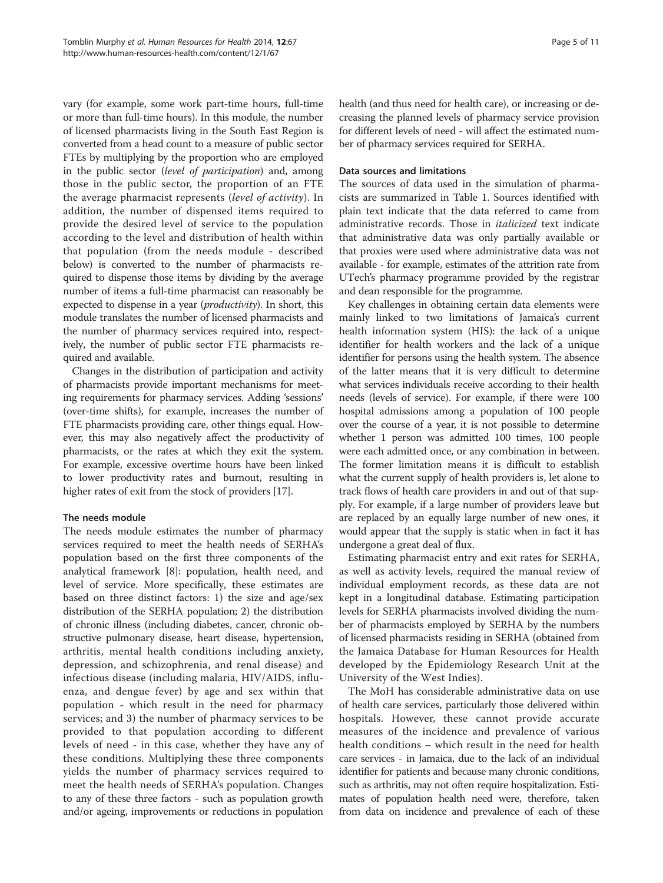vary (for example, some work part-time hours, full-time or more than full-time hours). In this module, the number of licensed pharmacists living in the South East Region is converted from a head count to a measure of public sector FTEs by multiplying by the proportion who are employed in the public sector (*level of participation*) and, among those in the public sector, the proportion of an FTE the average pharmacist represents (*level of activity*). In addition, the number of dispensed items required to provide the desired level of service to the population according to the level and distribution of health within that population (from the needs module - described below) is converted to the number of pharmacists required to dispense those items by dividing by the average number of items a full-time pharmacist can reasonably be expected to dispense in a year (*productivity*). In short, this module translates the number of licensed pharmacists and the number of pharmacy services required into, respectively, the number of public sector FTE pharmacists required and available.

Changes in the distribution of participation and activity of pharmacists provide important mechanisms for meeting requirements for pharmacy services. Adding 'sessions' (over-time shifts), for example, increases the number of FTE pharmacists providing care, other things equal. However, this may also negatively affect the productivity of pharmacists, or the rates at which they exit the system. For example, excessive overtime hours have been linked to lower productivity rates and burnout, resulting in higher rates of exit from the stock of providers [17].

### The needs module

The needs module estimates the number of pharmacy services required to meet the health needs of SERHA's population based on the first three components of the analytical framework [8]: population, health need, and level of service. More specifically, these estimates are based on three distinct factors: 1) the size and age/sex distribution of the SERHA population; 2) the distribution of chronic illness (including diabetes, cancer, chronic obstructive pulmonary disease, heart disease, hypertension, arthritis, mental health conditions including anxiety, depression, and schizophrenia, and renal disease) and infectious disease (including malaria, HIV/AIDS, influenza, and dengue fever) by age and sex within that population - which result in the need for pharmacy services; and 3) the number of pharmacy services to be provided to that population according to different levels of need - in this case, whether they have any of these conditions. Multiplying these three components yields the number of pharmacy services required to meet the health needs of SERHA's population. Changes to any of these three factors - such as population growth and/or ageing, improvements or reductions in population health (and thus need for health care), or increasing or decreasing the planned levels of pharmacy service provision for different levels of need - will affect the estimated number of pharmacy services required for SERHA.

### Data sources and limitations

The sources of data used in the simulation of pharmacists are summarized in Table 1. Sources identified with plain text indicate that the data referred to came from administrative records. Those in *italicized* text indicate that administrative data was only partially available or that proxies were used where administrative data was not available - for example, estimates of the attrition rate from UTech's pharmacy programme provided by the registrar and dean responsible for the programme.

Key challenges in obtaining certain data elements were mainly linked to two limitations of Jamaica's current health information system (HIS): the lack of a unique identifier for health workers and the lack of a unique identifier for persons using the health system. The absence of the latter means that it is very difficult to determine what services individuals receive according to their health needs (levels of service). For example, if there were 100 hospital admissions among a population of 100 people over the course of a year, it is not possible to determine whether 1 person was admitted 100 times, 100 people were each admitted once, or any combination in between. The former limitation means it is difficult to establish what the current supply of health providers is, let alone to track flows of health care providers in and out of that supply. For example, if a large number of providers leave but are replaced by an equally large number of new ones, it would appear that the supply is static when in fact it has undergone a great deal of flux.

Estimating pharmacist entry and exit rates for SERHA, as well as activity levels, required the manual review of individual employment records, as these data are not kept in a longitudinal database. Estimating participation levels for SERHA pharmacists involved dividing the number of pharmacists employed by SERHA by the numbers of licensed pharmacists residing in SERHA (obtained from the Jamaica Database for Human Resources for Health developed by the Epidemiology Research Unit at the University of the West Indies).

The MoH has considerable administrative data on use of health care services, particularly those delivered within hospitals. However, these cannot provide accurate measures of the incidence and prevalence of various health conditions – which result in the need for health care services - in Jamaica, due to the lack of an individual identifier for patients and because many chronic conditions, such as arthritis, may not often require hospitalization. Estimates of population health need were, therefore, taken from data on incidence and prevalence of each of these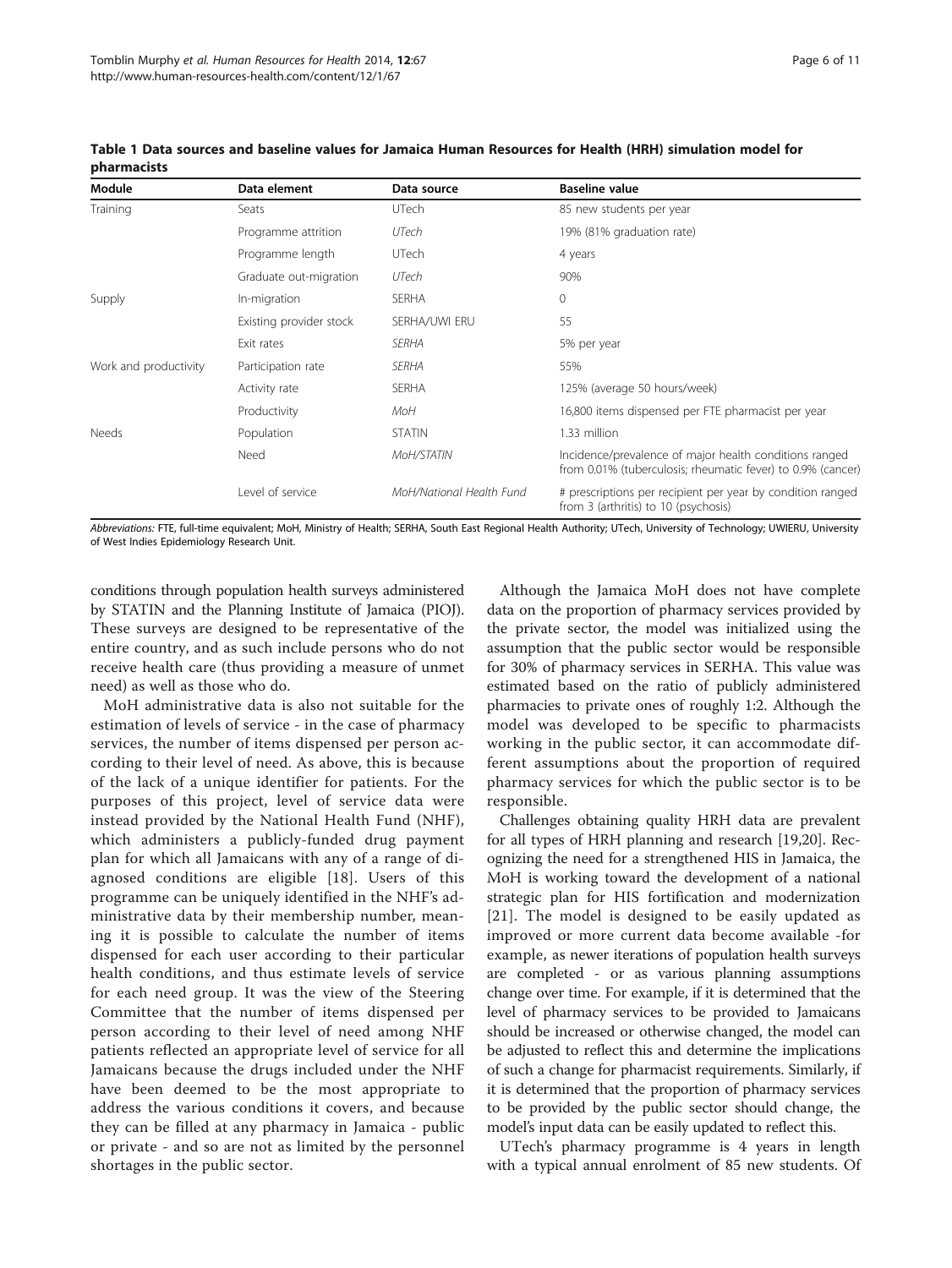**Table 1 Data sources and baseline values for Jamaica Human Resources for Health (HRH) simulation model for pharmacists**

| Module | Data element | Data source | Baseline value |
|---|---|---|---|
| Training | Seats | UTech | 85 new students per year |
| | Programme attrition | *UTech* | 19% (81% graduation rate) |
| | Programme length | UTech | 4 years |
| | Graduate out-migration | *UTech* | 90% |
| Supply | In-migration | SERHA | 0 |
| | Existing provider stock | SERHA/UWI ERU | 55 |
| | Exit rates | *SERHA* | 5% per year |
| Work and productivity | Participation rate | *SERHA* | 55% |
| | Activity rate | SERHA | 125% (average 50 hours/week) |
| | Productivity | *MoH* | 16,800 items dispensed per FTE pharmacist per year |
| Needs | Population | STATIN | 1.33 million |
| | Need | *MoH/STATIN* | Incidence/prevalence of major health conditions ranged from 0.01% (tuberculosis; rheumatic fever) to 0.9% (cancer) |
| | Level of service | *MoH/National Health Fund* | # prescriptions per recipient per year by condition ranged from 3 (arthritis) to 10 (psychosis) |

*Abbreviations:* FTE, full-time equivalent; MoH, Ministry of Health; SERHA, South East Regional Health Authority; UTech, University of Technology; UWIERU, University of West Indies Epidemiology Research Unit.

conditions through population health surveys administered by STATIN and the Planning Institute of Jamaica (PIOJ). These surveys are designed to be representative of the entire country, and as such include persons who do not receive health care (thus providing a measure of unmet need) as well as those who do.

MoH administrative data is also not suitable for the estimation of levels of service - in the case of pharmacy services, the number of items dispensed per person according to their level of need. As above, this is because of the lack of a unique identifier for patients. For the purposes of this project, level of service data were instead provided by the National Health Fund (NHF), which administers a publicly-funded drug payment plan for which all Jamaicans with any of a range of diagnosed conditions are eligible [18]. Users of this programme can be uniquely identified in the NHF's administrative data by their membership number, meaning it is possible to calculate the number of items dispensed for each user according to their particular health conditions, and thus estimate levels of service for each need group. It was the view of the Steering Committee that the number of items dispensed per person according to their level of need among NHF patients reflected an appropriate level of service for all Jamaicans because the drugs included under the NHF have been deemed to be the most appropriate to address the various conditions it covers, and because they can be filled at any pharmacy in Jamaica - public or private - and so are not as limited by the personnel shortages in the public sector.

Although the Jamaica MoH does not have complete data on the proportion of pharmacy services provided by the private sector, the model was initialized using the assumption that the public sector would be responsible for 30% of pharmacy services in SERHA. This value was estimated based on the ratio of publicly administered pharmacies to private ones of roughly 1:2. Although the model was developed to be specific to pharmacists working in the public sector, it can accommodate different assumptions about the proportion of required pharmacy services for which the public sector is to be responsible.

Challenges obtaining quality HRH data are prevalent for all types of HRH planning and research [19,20]. Recognizing the need for a strengthened HIS in Jamaica, the MoH is working toward the development of a national strategic plan for HIS fortification and modernization [21]. The model is designed to be easily updated as improved or more current data become available -for example, as newer iterations of population health surveys are completed - or as various planning assumptions change over time. For example, if it is determined that the level of pharmacy services to be provided to Jamaicans should be increased or otherwise changed, the model can be adjusted to reflect this and determine the implications of such a change for pharmacist requirements. Similarly, if it is determined that the proportion of pharmacy services to be provided by the public sector should change, the model's input data can be easily updated to reflect this.

UTech's pharmacy programme is 4 years in length with a typical annual enrolment of 85 new students. Of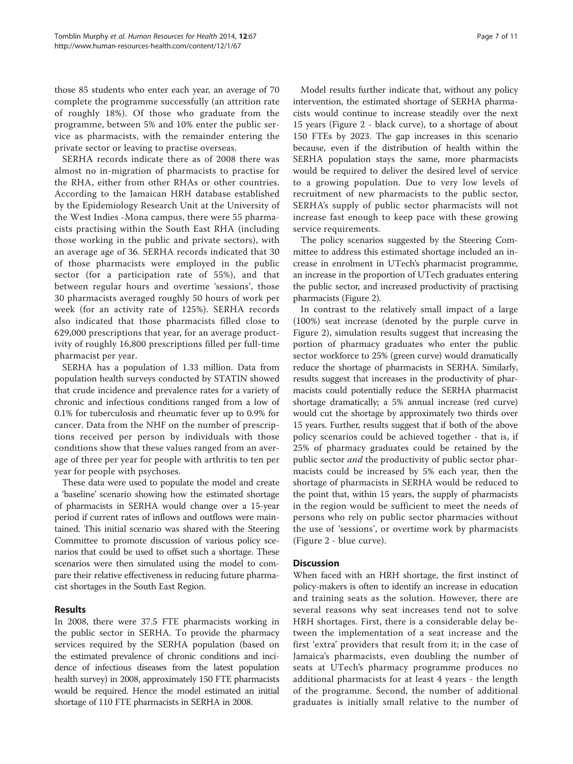those 85 students who enter each year, an average of 70 complete the programme successfully (an attrition rate of roughly 18%). Of those who graduate from the programme, between 5% and 10% enter the public service as pharmacists, with the remainder entering the private sector or leaving to practise overseas.

SERHA records indicate there as of 2008 there was almost no in-migration of pharmacists to practise for the RHA, either from other RHAs or other countries. According to the Jamaican HRH database established by the Epidemiology Research Unit at the University of the West Indies -Mona campus, there were 55 pharmacists practising within the South East RHA (including those working in the public and private sectors), with an average age of 36. SERHA records indicated that 30 of those pharmacists were employed in the public sector (for a participation rate of 55%), and that between regular hours and overtime 'sessions', those 30 pharmacists averaged roughly 50 hours of work per week (for an activity rate of 125%). SERHA records also indicated that those pharmacists filled close to 629,000 prescriptions that year, for an average productivity of roughly 16,800 prescriptions filled per full-time pharmacist per year.

SERHA has a population of 1.33 million. Data from population health surveys conducted by STATIN showed that crude incidence and prevalence rates for a variety of chronic and infectious conditions ranged from a low of 0.1% for tuberculosis and rheumatic fever up to 0.9% for cancer. Data from the NHF on the number of prescriptions received per person by individuals with those conditions show that these values ranged from an average of three per year for people with arthritis to ten per year for people with psychoses.

These data were used to populate the model and create a 'baseline' scenario showing how the estimated shortage of pharmacists in SERHA would change over a 15-year period if current rates of inflows and outflows were maintained. This initial scenario was shared with the Steering Committee to promote discussion of various policy scenarios that could be used to offset such a shortage. These scenarios were then simulated using the model to compare their relative effectiveness in reducing future pharmacist shortages in the South East Region.

## Results

In 2008, there were 37.5 FTE pharmacists working in the public sector in SERHA. To provide the pharmacy services required by the SERHA population (based on the estimated prevalence of chronic conditions and incidence of infectious diseases from the latest population health survey) in 2008, approximately 150 FTE pharmacists would be required. Hence the model estimated an initial shortage of 110 FTE pharmacists in SERHA in 2008.

Model results further indicate that, without any policy intervention, the estimated shortage of SERHA pharmacists would continue to increase steadily over the next 15 years (Figure 2 - black curve), to a shortage of about 150 FTEs by 2023. The gap increases in this scenario because, even if the distribution of health within the SERHA population stays the same, more pharmacists would be required to deliver the desired level of service to a growing population. Due to very low levels of recruitment of new pharmacists to the public sector, SERHA's supply of public sector pharmacists will not increase fast enough to keep pace with these growing service requirements.

The policy scenarios suggested by the Steering Committee to address this estimated shortage included an increase in enrolment in UTech's pharmacist programme, an increase in the proportion of UTech graduates entering the public sector, and increased productivity of practising pharmacists (Figure 2).

In contrast to the relatively small impact of a large (100%) seat increase (denoted by the purple curve in Figure 2), simulation results suggest that increasing the portion of pharmacy graduates who enter the public sector workforce to 25% (green curve) would dramatically reduce the shortage of pharmacists in SERHA. Similarly, results suggest that increases in the productivity of pharmacists could potentially reduce the SERHA pharmacist shortage dramatically; a 5% annual increase (red curve) would cut the shortage by approximately two thirds over 15 years. Further, results suggest that if both of the above policy scenarios could be achieved together - that is, if 25% of pharmacy graduates could be retained by the public sector *and* the productivity of public sector pharmacists could be increased by 5% each year, then the shortage of pharmacists in SERHA would be reduced to the point that, within 15 years, the supply of pharmacists in the region would be sufficient to meet the needs of persons who rely on public sector pharmacies without the use of 'sessions', or overtime work by pharmacists (Figure 2 - blue curve).

## Discussion

When faced with an HRH shortage, the first instinct of policy-makers is often to identify an increase in education and training seats as the solution. However, there are several reasons why seat increases tend not to solve HRH shortages. First, there is a considerable delay between the implementation of a seat increase and the first 'extra' providers that result from it; in the case of Jamaica's pharmacists, even doubling the number of seats at UTech's pharmacy programme produces no additional pharmacists for at least 4 years - the length of the programme. Second, the number of additional graduates is initially small relative to the number of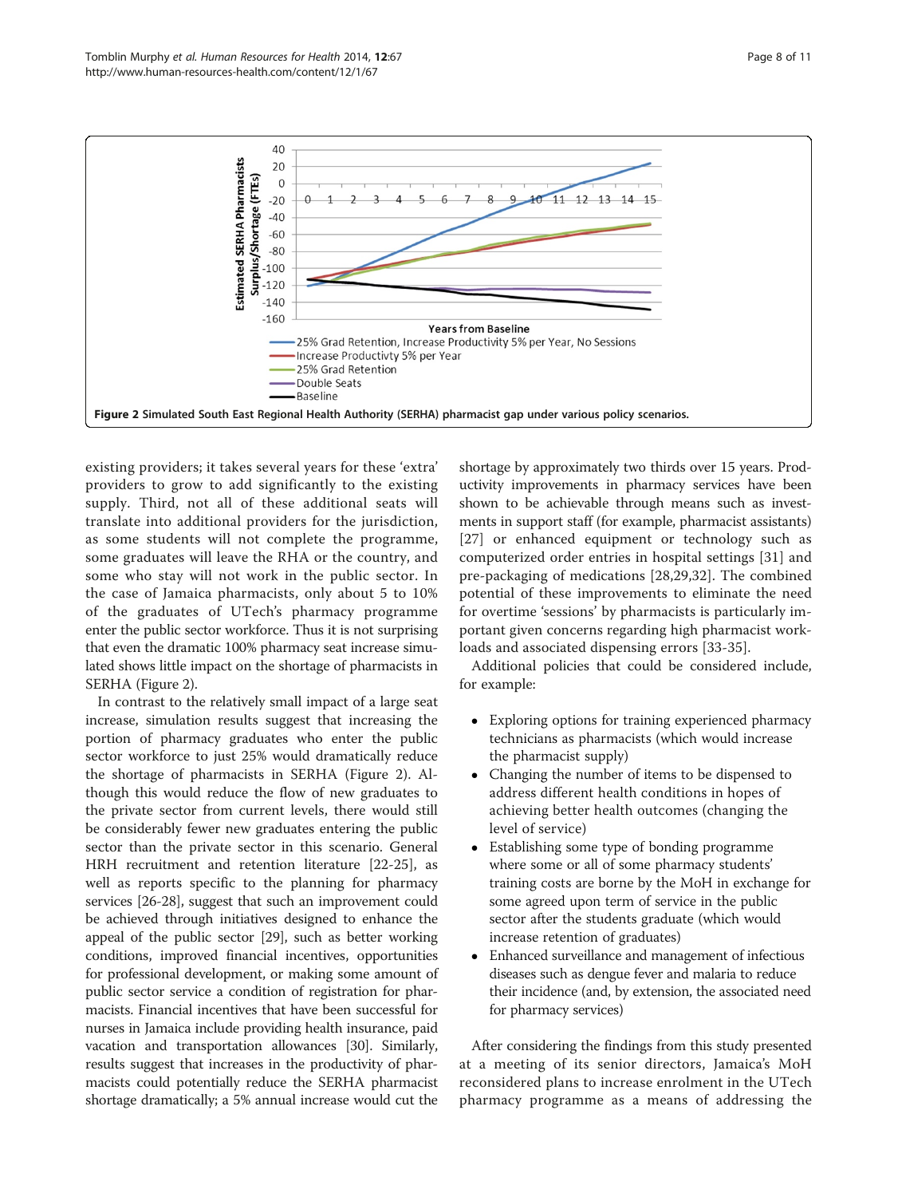Figure 2 Simulated South East Regional Health Authority (SERHA) pharmacist gap under various policy scenarios.

existing providers; it takes several years for these 'extra' providers to grow to add significantly to the existing supply. Third, not all of these additional seats will translate into additional providers for the jurisdiction, as some students will not complete the programme, some graduates will leave the RHA or the country, and some who stay will not work in the public sector. In the case of Jamaica pharmacists, only about 5 to 10% of the graduates of UTech's pharmacy programme enter the public sector workforce. Thus it is not surprising that even the dramatic 100% pharmacy seat increase simulated shows little impact on the shortage of pharmacists in SERHA (Figure 2).

In contrast to the relatively small impact of a large seat increase, simulation results suggest that increasing the portion of pharmacy graduates who enter the public sector workforce to just 25% would dramatically reduce the shortage of pharmacists in SERHA (Figure 2). Although this would reduce the flow of new graduates to the private sector from current levels, there would still be considerably fewer new graduates entering the public sector than the private sector in this scenario. General HRH recruitment and retention literature [22-25], as well as reports specific to the planning for pharmacy services [26-28], suggest that such an improvement could be achieved through initiatives designed to enhance the appeal of the public sector [29], such as better working conditions, improved financial incentives, opportunities for professional development, or making some amount of public sector service a condition of registration for pharmacists. Financial incentives that have been successful for nurses in Jamaica include providing health insurance, paid vacation and transportation allowances [30]. Similarly, results suggest that increases in the productivity of pharmacists could potentially reduce the SERHA pharmacist shortage dramatically; a 5% annual increase would cut the shortage by approximately two thirds over 15 years. Productivity improvements in pharmacy services have been shown to be achievable through means such as investments in support staff (for example, pharmacist assistants) [27] or enhanced equipment or technology such as computerized order entries in hospital settings [31] and pre-packaging of medications [28,29,32]. The combined potential of these improvements to eliminate the need for overtime 'sessions' by pharmacists is particularly important given concerns regarding high pharmacist workloads and associated dispensing errors [33-35].

Additional policies that could be considered include, for example:

- Exploring options for training experienced pharmacy technicians as pharmacists (which would increase the pharmacist supply)
- Changing the number of items to be dispensed to address different health conditions in hopes of achieving better health outcomes (changing the level of service)
- Establishing some type of bonding programme where some or all of some pharmacy students' training costs are borne by the MoH in exchange for some agreed upon term of service in the public sector after the students graduate (which would increase retention of graduates)
- Enhanced surveillance and management of infectious diseases such as dengue fever and malaria to reduce their incidence (and, by extension, the associated need for pharmacy services)

After considering the findings from this study presented at a meeting of its senior directors, Jamaica's MoH reconsidered plans to increase enrolment in the UTech pharmacy programme as a means of addressing the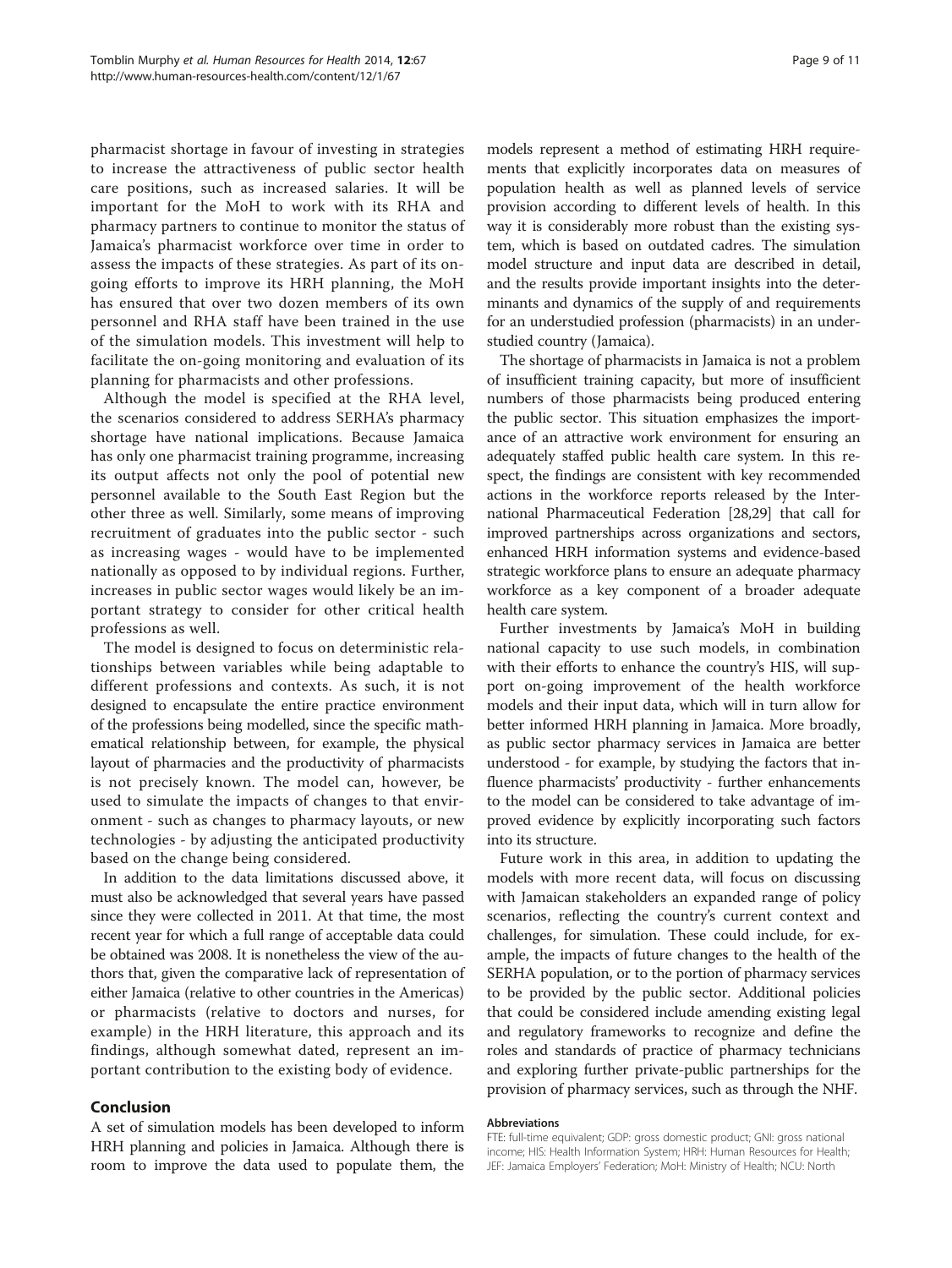pharmacist shortage in favour of investing in strategies to increase the attractiveness of public sector health care positions, such as increased salaries. It will be important for the MoH to work with its RHA and pharmacy partners to continue to monitor the status of Jamaica's pharmacist workforce over time in order to assess the impacts of these strategies. As part of its on-going efforts to improve its HRH planning, the MoH has ensured that over two dozen members of its own personnel and RHA staff have been trained in the use of the simulation models. This investment will help to facilitate the on-going monitoring and evaluation of its planning for pharmacists and other professions.

Although the model is specified at the RHA level, the scenarios considered to address SERHA's pharmacy shortage have national implications. Because Jamaica has only one pharmacist training programme, increasing its output affects not only the pool of potential new personnel available to the South East Region but the other three as well. Similarly, some means of improving recruitment of graduates into the public sector - such as increasing wages - would have to be implemented nationally as opposed to by individual regions. Further, increases in public sector wages would likely be an important strategy to consider for other critical health professions as well.

The model is designed to focus on deterministic relationships between variables while being adaptable to different professions and contexts. As such, it is not designed to encapsulate the entire practice environment of the professions being modelled, since the specific mathematical relationship between, for example, the physical layout of pharmacies and the productivity of pharmacists is not precisely known. The model can, however, be used to simulate the impacts of changes to that environment - such as changes to pharmacy layouts, or new technologies - by adjusting the anticipated productivity based on the change being considered.

In addition to the data limitations discussed above, it must also be acknowledged that several years have passed since they were collected in 2011. At that time, the most recent year for which a full range of acceptable data could be obtained was 2008. It is nonetheless the view of the authors that, given the comparative lack of representation of either Jamaica (relative to other countries in the Americas) or pharmacists (relative to doctors and nurses, for example) in the HRH literature, this approach and its findings, although somewhat dated, represent an important contribution to the existing body of evidence.

## Conclusion

A set of simulation models has been developed to inform HRH planning and policies in Jamaica. Although there is room to improve the data used to populate them, the models represent a method of estimating HRH requirements that explicitly incorporates data on measures of population health as well as planned levels of service provision according to different levels of health. In this way it is considerably more robust than the existing system, which is based on outdated cadres. The simulation model structure and input data are described in detail, and the results provide important insights into the determinants and dynamics of the supply of and requirements for an understudied profession (pharmacists) in an understudied country (Jamaica).

The shortage of pharmacists in Jamaica is not a problem of insufficient training capacity, but more of insufficient numbers of those pharmacists being produced entering the public sector. This situation emphasizes the importance of an attractive work environment for ensuring an adequately staffed public health care system. In this respect, the findings are consistent with key recommended actions in the workforce reports released by the International Pharmaceutical Federation [28,29] that call for improved partnerships across organizations and sectors, enhanced HRH information systems and evidence-based strategic workforce plans to ensure an adequate pharmacy workforce as a key component of a broader adequate health care system.

Further investments by Jamaica's MoH in building national capacity to use such models, in combination with their efforts to enhance the country's HIS, will support on-going improvement of the health workforce models and their input data, which will in turn allow for better informed HRH planning in Jamaica. More broadly, as public sector pharmacy services in Jamaica are better understood - for example, by studying the factors that influence pharmacists' productivity - further enhancements to the model can be considered to take advantage of improved evidence by explicitly incorporating such factors into its structure.

Future work in this area, in addition to updating the models with more recent data, will focus on discussing with Jamaican stakeholders an expanded range of policy scenarios, reflecting the country's current context and challenges, for simulation. These could include, for example, the impacts of future changes to the health of the SERHA population, or to the portion of pharmacy services to be provided by the public sector. Additional policies that could be considered include amending existing legal and regulatory frameworks to recognize and define the roles and standards of practice of pharmacy technicians and exploring further private-public partnerships for the provision of pharmacy services, such as through the NHF.

#### Abbreviations

FTE: full-time equivalent; GDP: gross domestic product; GNI: gross national income; HIS: Health Information System; HRH: Human Resources for Health; JEF: Jamaica Employers' Federation; MoH: Ministry of Health; NCU: North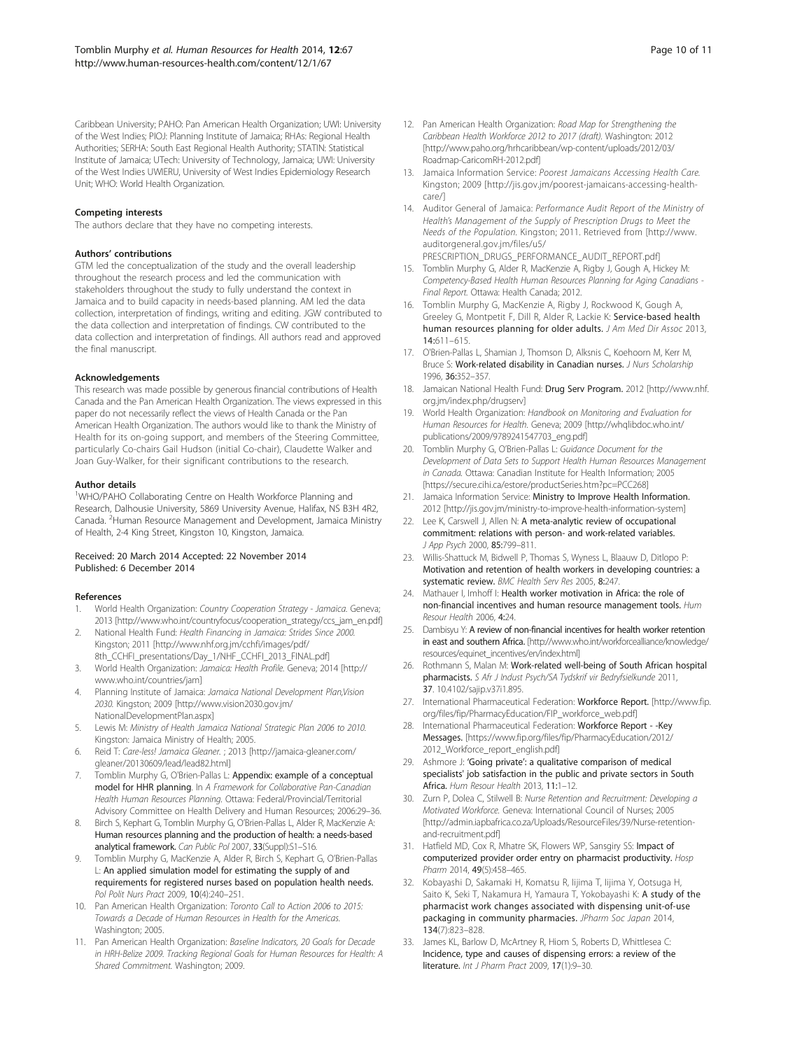Caribbean University; PAHO: Pan American Health Organization; UWI: University of the West Indies; PIOJ: Planning Institute of Jamaica; RHAs: Regional Health Authorities; SERHA: South East Regional Health Authority; STATIN: Statistical Institute of Jamaica; UTech: University of Technology, Jamaica; UWI: University of the West Indies UWIERU, University of West Indies Epidemiology Research Unit; WHO: World Health Organization.

#### Competing interests

The authors declare that they have no competing interests.

#### Authors' contributions

GTM led the conceptualization of the study and the overall leadership throughout the research process and led the communication with stakeholders throughout the study to fully understand the context in Jamaica and to build capacity in needs-based planning. AM led the data collection, interpretation of findings, writing and editing. JGW contributed to the data collection and interpretation of findings. CW contributed to the data collection and interpretation of findings. All authors read and approved the final manuscript.

#### Acknowledgements

This research was made possible by generous financial contributions of Health Canada and the Pan American Health Organization. The views expressed in this paper do not necessarily reflect the views of Health Canada or the Pan American Health Organization. The authors would like to thank the Ministry of Health for its on-going support, and members of the Steering Committee, particularly Co-chairs Gail Hudson (initial Co-chair), Claudette Walker and Joan Guy-Walker, for their significant contributions to the research.

#### Author details

[1]WHO/PAHO Collaborating Centre on Health Workforce Planning and Research, Dalhousie University, 5869 University Avenue, Halifax, NS B3H 4R2, Canada. [2]Human Resource Management and Development, Jamaica Ministry of Health, 2-4 King Street, Kingston 10, Kingston, Jamaica.

Received: 20 March 2014 Accepted: 22 November 2014
Published: 6 December 2014

#### References

1. World Health Organization: *Country Cooperation Strategy - Jamaica.* Geneva; 2013 [http://www.who.int/countryfocus/cooperation_strategy/ccs_jam_en.pdf]
2. National Health Fund: *Health Financing in Jamaica: Strides Since 2000.* Kingston; 2011 [http://www.nhf.org.jm/cchfi/images/pdf/8th_CCHFI_presentations/Day_1/NHF_CCHFI_2013_FINAL.pdf]
3. World Health Organization: *Jamaica: Health Profile.* Geneva; 2014 [http://www.who.int/countries/jam]
4. Planning Institute of Jamaica: *Jamaica National Development Plan,Vision 2030.* Kingston; 2009 [http://www.vision2030.gov.jm/NationalDevelopmentPlan.aspx]
5. Lewis M: *Ministry of Health Jamaica National Strategic Plan 2006 to 2010.* Kingston: Jamaica Ministry of Health; 2005.
6. Reid T: *Care-less! Jamaica Gleaner.* ; 2013 [http://jamaica-gleaner.com/gleaner/20130609/lead/lead82.html]
7. Tomblin Murphy G, O'Brien-Pallas L: **Appendix: example of a conceptual model for HHR planning**. In *A Framework for Collaborative Pan-Canadian Health Human Resources Planning.* Ottawa: Federal/Provincial/Territorial Advisory Committee on Health Delivery and Human Resources; 2006:29–36.
8. Birch S, Kephart G, Tomblin Murphy G, O'Brien-Pallas L, Alder R, MacKenzie A: **Human resources planning and the production of health: a needs-based analytical framework.** *Can Public Pol* 2007, **33**(Suppl):S1–S16.
9. Tomblin Murphy G, MacKenzie A, Alder R, Birch S, Kephart G, O'Brien-Pallas L: **An applied simulation model for estimating the supply of and requirements for registered nurses based on population health needs.** *Pol Polit Nurs Pract* 2009, **10**(4):240–251.
10. Pan American Health Organization: *Toronto Call to Action 2006 to 2015: Towards a Decade of Human Resources in Health for the Americas.* Washington; 2005.
11. Pan American Health Organization: *Baseline Indicators, 20 Goals for Decade in HRH-Belize 2009. Tracking Regional Goals for Human Resources for Health: A Shared Commitment.* Washington; 2009.
12. Pan American Health Organization: *Road Map for Strengthening the Caribbean Health Workforce 2012 to 2017 (draft).* Washington: 2012 [http://www.paho.org/hrhcaribbean/wp-content/uploads/2012/03/Roadmap-CaricomRH-2012.pdf]
13. Jamaica Information Service: *Poorest Jamaicans Accessing Health Care.* Kingston; 2009 [http://jis.gov.jm/poorest-jamaicans-accessing-health-care/]
14. Auditor General of Jamaica: *Performance Audit Report of the Ministry of Health's Management of the Supply of Prescription Drugs to Meet the Needs of the Population.* Kingston; 2011. Retrieved from [http://www.auditorgeneral.gov.jm/files/u5/PRESCRIPTION_DRUGS_PERFORMANCE_AUDIT_REPORT.pdf]
15. Tomblin Murphy G, Alder R, MacKenzie A, Rigby J, Gough A, Hickey M: *Competency-Based Health Human Resources Planning for Aging Canadians - Final Report.* Ottawa: Health Canada; 2012.
16. Tomblin Murphy G, MacKenzie A, Rigby J, Rockwood K, Gough A, Greeley G, Montpetit F, Dill R, Alder R, Lackie K: **Service-based health human resources planning for older adults.** *J Am Med Dir Assoc* 2013, **14**:611–615.
17. O'Brien-Pallas L, Shamian J, Thomson D, Alksnis C, Koehoorn M, Kerr M, Bruce S: **Work-related disability in Canadian nurses.** *J Nurs Scholarship* 1996, **36**:352–357.
18. Jamaican National Health Fund: **Drug Serv Program.** 2012 [http://www.nhf.org.jm/index.php/drugserv]
19. World Health Organization: *Handbook on Monitoring and Evaluation for Human Resources for Health.* Geneva; 2009 [http://whqlibdoc.who.int/publications/2009/9789241547703_eng.pdf]
20. Tomblin Murphy G, O'Brien-Pallas L: *Guidance Document for the Development of Data Sets to Support Health Human Resources Management in Canada.* Ottawa: Canadian Institute for Health Information; 2005 [https://secure.cihi.ca/estore/productSeries.htm?pc=PCC268]
21. Jamaica Information Service: **Ministry to Improve Health Information.** 2012 [http://jis.gov.jm/ministry-to-improve-health-information-system]
22. Lee K, Carswell J, Allen N: **A meta-analytic review of occupational commitment: relations with person- and work-related variables.** *J App Psych* 2000, **85**:799–811.
23. Willis-Shattuck M, Bidwell P, Thomas S, Wyness L, Blaauw D, Ditlopo P: **Motivation and retention of health workers in developing countries: a systematic review.** *BMC Health Serv Res* 2005, **8**:247.
24. Mathauer I, Imhoff I: **Health worker motivation in Africa: the role of non-financial incentives and human resource management tools.** *Hum Resour Health* 2006, **4**:24.
25. Dambisyu Y: **A review of non-financial incentives for health worker retention in east and southern Africa.** [http://www.who.int/workforcealliance/knowledge/resources/equinet_incentives/en/index.html]
26. Rothmann S, Malan M: **Work-related well-being of South African hospital pharmacists.** *S Afr J Indust Psych/SA Tydskrif vir Bedryfsielkunde* 2011, **37**. 10.4102/sajip.v37i1.895.
27. International Pharmaceutical Federation: **Workforce Report.** [http://www.fip.org/files/fip/PharmacyEducation/FIP_workforce_web.pdf]
28. International Pharmaceutical Federation: **Workforce Report - -Key Messages.** [https://www.fip.org/files/fip/PharmacyEducation/2012/2012_Workforce_report_english.pdf]
29. Ashmore J: **'Going private': a qualitative comparison of medical specialists' job satisfaction in the public and private sectors in South Africa.** *Hum Resour Health* 2013, **11**:1–12.
30. Zurn P, Dolea C, Stilwell B: *Nurse Retention and Recruitment: Developing a Motivated Workforce.* Geneva: International Council of Nurses; 2005 [http://admin.iapbafrica.co.za/Uploads/ResourceFiles/39/Nurse-retention-and-recruitment.pdf]
31. Hatfield MD, Cox R, Mhatre SK, Flowers WP, Sansgiry SS: **Impact of computerized provider order entry on pharmacist productivity.** *Hosp Pharm* 2014, **49**(5):458–465.
32. Kobayashi D, Sakamaki H, Komatsu R, Iijima T, Iijima Y, Ootsuga H, Saito K, Seki T, Nakamura H, Yamaura T, Yokobayashi K: **A study of the pharmacist work changes associated with dispensing unit-of-use packaging in community pharmacies.** *JPharm Soc Japan* 2014, **134**(7):823–828.
33. James KL, Barlow D, McArtney R, Hiom S, Roberts D, Whittlesea C: **Incidence, type and causes of dispensing errors: a review of the literature.** *Int J Pharm Pract* 2009, **17**(1):9–30.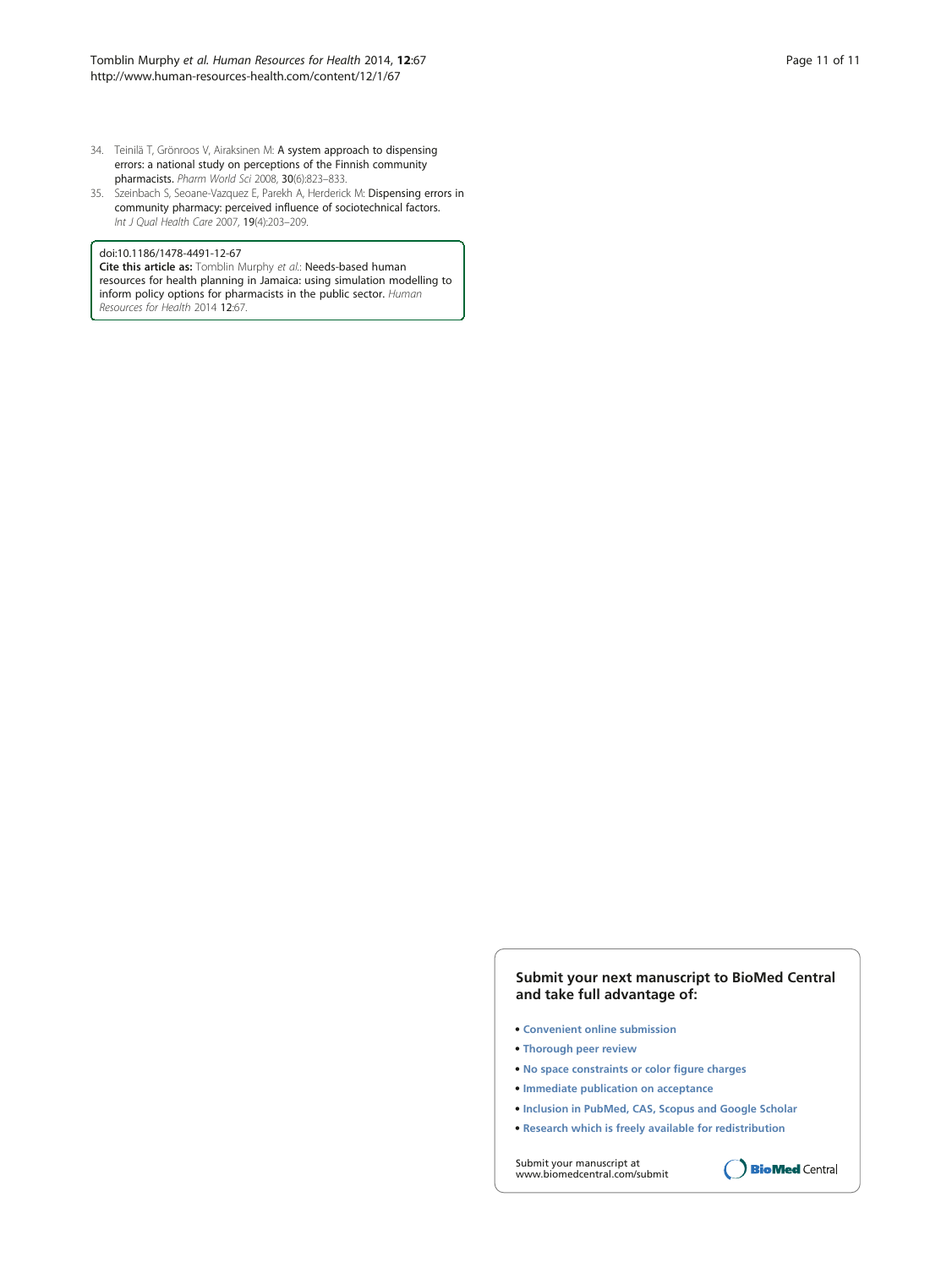34. Teinilä T, Grönroos V, Airaksinen M: **A system approach to dispensing errors: a national study on perceptions of the Finnish community pharmacists.** *Pharm World Sci* 2008, **30**(6):823–833.
35. Szeinbach S, Seoane-Vazquez E, Parekh A, Herderick M: **Dispensing errors in community pharmacy: perceived influence of sociotechnical factors.** *Int J Qual Health Care* 2007, **19**(4):203–209.

doi:10.1186/1478-4491-12-67
**Cite this article as:** Tomblin Murphy *et al.*: Needs-based human resources for health planning in Jamaica: using simulation modelling to inform policy options for pharmacists in the public sector. *Human Resources for Health* 2014 **12**:67.

**Submit your next manuscript to BioMed Central and take full advantage of:**

- **Convenient online submission**
- **Thorough peer review**
- **No space constraints or color figure charges**
- **Immediate publication on acceptance**
- **Inclusion in PubMed, CAS, Scopus and Google Scholar**
- **Research which is freely available for redistribution**

Submit your manuscript at
www.biomedcentral.com/submit

BioMed Central